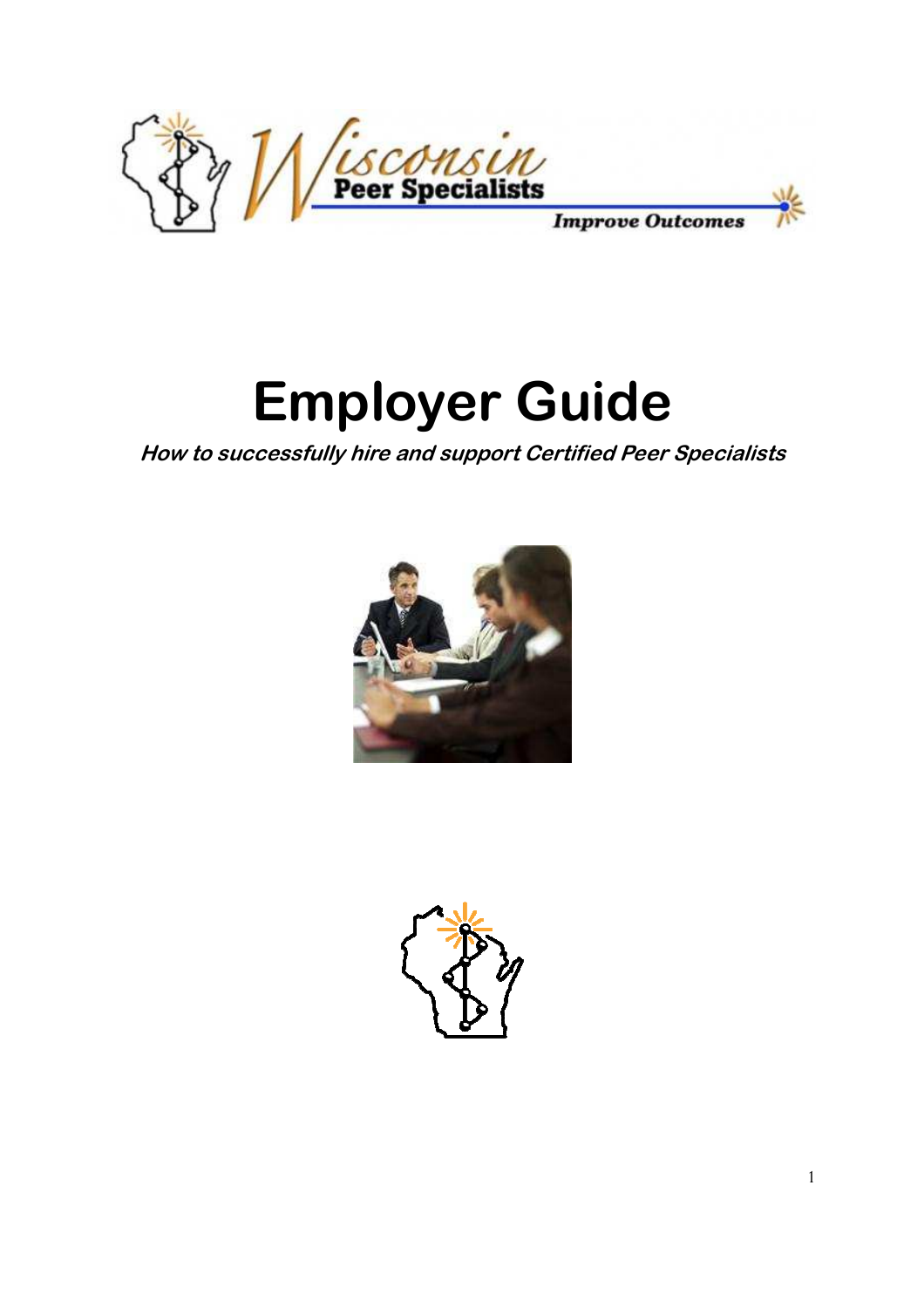Wisconsin Peer Specialists

*Improve Outcomes*

# Employer Guide

***How to successfully hire and support Certified Peer Specialists***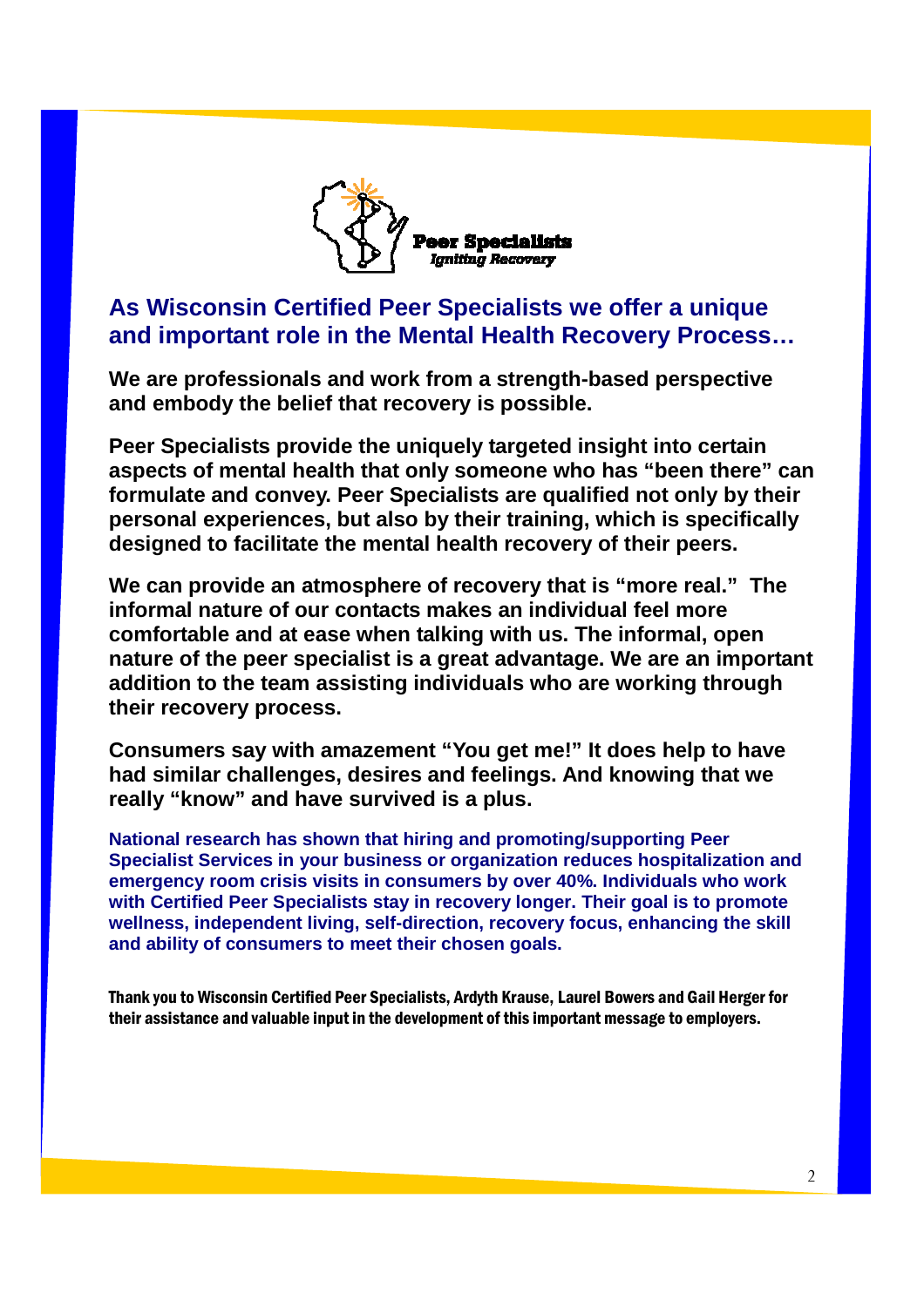**Peer Specialists**
*Igniting Recovery*

## As Wisconsin Certified Peer Specialists we offer a unique and important role in the Mental Health Recovery Process…

**We are professionals and work from a strength-based perspective and embody the belief that recovery is possible.**

**Peer Specialists provide the uniquely targeted insight into certain aspects of mental health that only someone who has "been there" can formulate and convey. Peer Specialists are qualified not only by their personal experiences, but also by their training, which is specifically designed to facilitate the mental health recovery of their peers.**

**We can provide an atmosphere of recovery that is "more real." The informal nature of our contacts makes an individual feel more comfortable and at ease when talking with us. The informal, open nature of the peer specialist is a great advantage. We are an important addition to the team assisting individuals who are working through their recovery process.**

**Consumers say with amazement "You get me!" It does help to have had similar challenges, desires and feelings. And knowing that we really "know" and have survived is a plus.**

**National research has shown that hiring and promoting/supporting Peer Specialist Services in your business or organization reduces hospitalization and emergency room crisis visits in consumers by over 40%. Individuals who work with Certified Peer Specialists stay in recovery longer. Their goal is to promote wellness, independent living, self-direction, recovery focus, enhancing the skill and ability of consumers to meet their chosen goals.**

**Thank you to Wisconsin Certified Peer Specialists, Ardyth Krause, Laurel Bowers and Gail Herger for their assistance and valuable input in the development of this important message to employers.**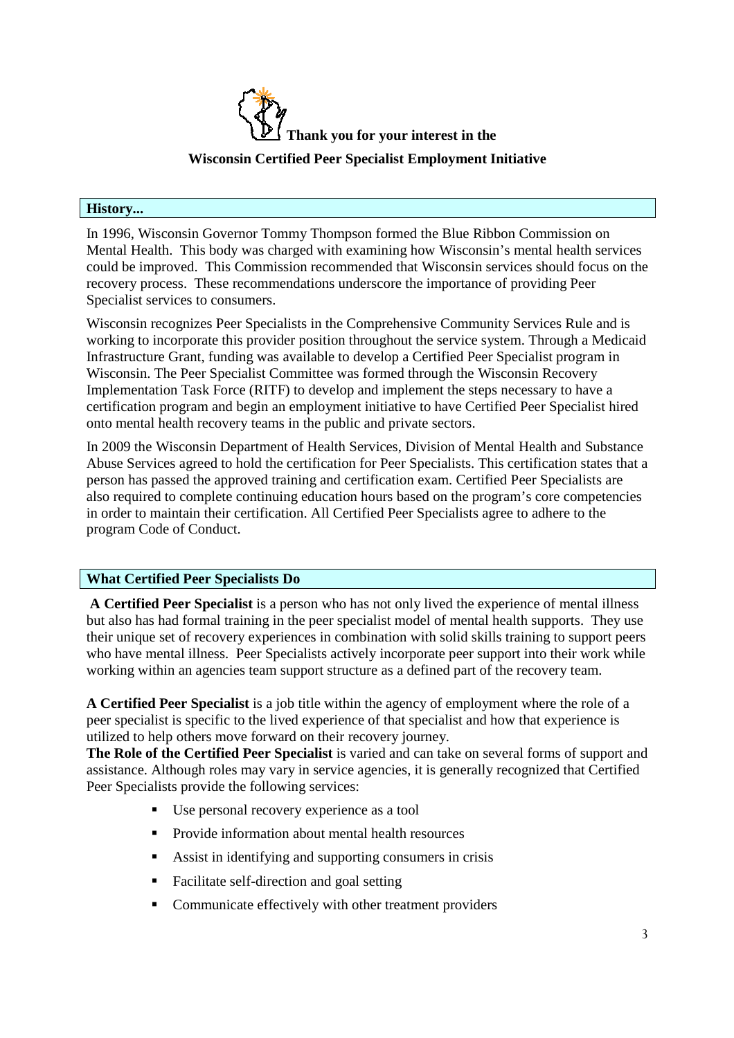**Thank you for your interest in the**

**Wisconsin Certified Peer Specialist Employment Initiative**

## History...

In 1996, Wisconsin Governor Tommy Thompson formed the Blue Ribbon Commission on Mental Health. This body was charged with examining how Wisconsin's mental health services could be improved. This Commission recommended that Wisconsin services should focus on the recovery process. These recommendations underscore the importance of providing Peer Specialist services to consumers.

Wisconsin recognizes Peer Specialists in the Comprehensive Community Services Rule and is working to incorporate this provider position throughout the service system. Through a Medicaid Infrastructure Grant, funding was available to develop a Certified Peer Specialist program in Wisconsin. The Peer Specialist Committee was formed through the Wisconsin Recovery Implementation Task Force (RITF) to develop and implement the steps necessary to have a certification program and begin an employment initiative to have Certified Peer Specialist hired onto mental health recovery teams in the public and private sectors.

In 2009 the Wisconsin Department of Health Services, Division of Mental Health and Substance Abuse Services agreed to hold the certification for Peer Specialists. This certification states that a person has passed the approved training and certification exam. Certified Peer Specialists are also required to complete continuing education hours based on the program's core competencies in order to maintain their certification. All Certified Peer Specialists agree to adhere to the program Code of Conduct.

## What Certified Peer Specialists Do

**A Certified Peer Specialist** is a person who has not only lived the experience of mental illness but also has had formal training in the peer specialist model of mental health supports. They use their unique set of recovery experiences in combination with solid skills training to support peers who have mental illness. Peer Specialists actively incorporate peer support into their work while working within an agencies team support structure as a defined part of the recovery team.

**A Certified Peer Specialist** is a job title within the agency of employment where the role of a peer specialist is specific to the lived experience of that specialist and how that experience is utilized to help others move forward on their recovery journey.

**The Role of the Certified Peer Specialist** is varied and can take on several forms of support and assistance. Although roles may vary in service agencies, it is generally recognized that Certified Peer Specialists provide the following services:

- Use personal recovery experience as a tool
- Provide information about mental health resources
- Assist in identifying and supporting consumers in crisis
- Facilitate self-direction and goal setting
- Communicate effectively with other treatment providers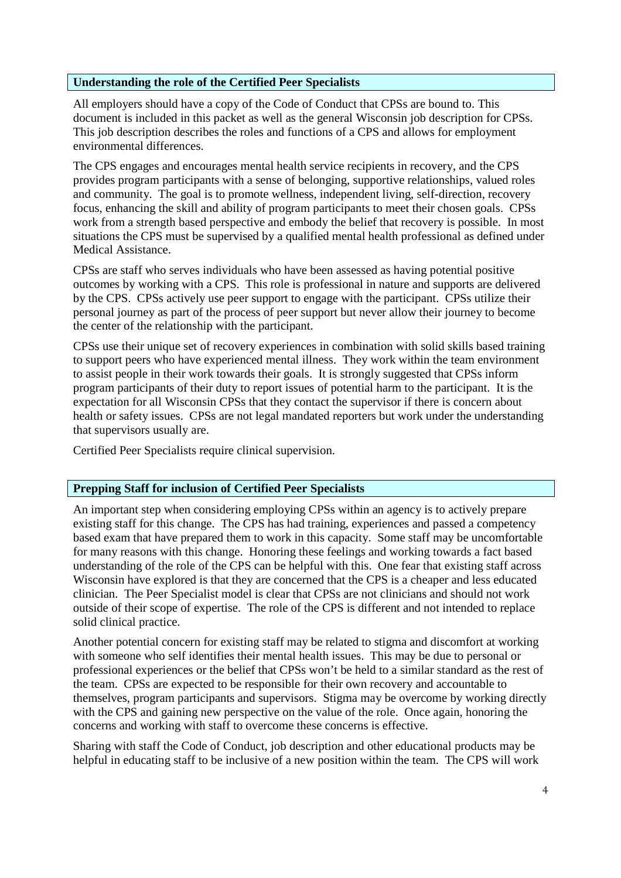## Understanding the role of the Certified Peer Specialists

All employers should have a copy of the Code of Conduct that CPSs are bound to. This document is included in this packet as well as the general Wisconsin job description for CPSs. This job description describes the roles and functions of a CPS and allows for employment environmental differences.

The CPS engages and encourages mental health service recipients in recovery, and the CPS provides program participants with a sense of belonging, supportive relationships, valued roles and community. The goal is to promote wellness, independent living, self-direction, recovery focus, enhancing the skill and ability of program participants to meet their chosen goals. CPSs work from a strength based perspective and embody the belief that recovery is possible. In most situations the CPS must be supervised by a qualified mental health professional as defined under Medical Assistance.

CPSs are staff who serves individuals who have been assessed as having potential positive outcomes by working with a CPS. This role is professional in nature and supports are delivered by the CPS. CPSs actively use peer support to engage with the participant. CPSs utilize their personal journey as part of the process of peer support but never allow their journey to become the center of the relationship with the participant.

CPSs use their unique set of recovery experiences in combination with solid skills based training to support peers who have experienced mental illness. They work within the team environment to assist people in their work towards their goals. It is strongly suggested that CPSs inform program participants of their duty to report issues of potential harm to the participant. It is the expectation for all Wisconsin CPSs that they contact the supervisor if there is concern about health or safety issues. CPSs are not legal mandated reporters but work under the understanding that supervisors usually are.

Certified Peer Specialists require clinical supervision.

## Prepping Staff for inclusion of Certified Peer Specialists

An important step when considering employing CPSs within an agency is to actively prepare existing staff for this change. The CPS has had training, experiences and passed a competency based exam that have prepared them to work in this capacity. Some staff may be uncomfortable for many reasons with this change. Honoring these feelings and working towards a fact based understanding of the role of the CPS can be helpful with this. One fear that existing staff across Wisconsin have explored is that they are concerned that the CPS is a cheaper and less educated clinician. The Peer Specialist model is clear that CPSs are not clinicians and should not work outside of their scope of expertise. The role of the CPS is different and not intended to replace solid clinical practice.

Another potential concern for existing staff may be related to stigma and discomfort at working with someone who self identifies their mental health issues. This may be due to personal or professional experiences or the belief that CPSs won't be held to a similar standard as the rest of the team. CPSs are expected to be responsible for their own recovery and accountable to themselves, program participants and supervisors. Stigma may be overcome by working directly with the CPS and gaining new perspective on the value of the role. Once again, honoring the concerns and working with staff to overcome these concerns is effective.

Sharing with staff the Code of Conduct, job description and other educational products may be helpful in educating staff to be inclusive of a new position within the team. The CPS will work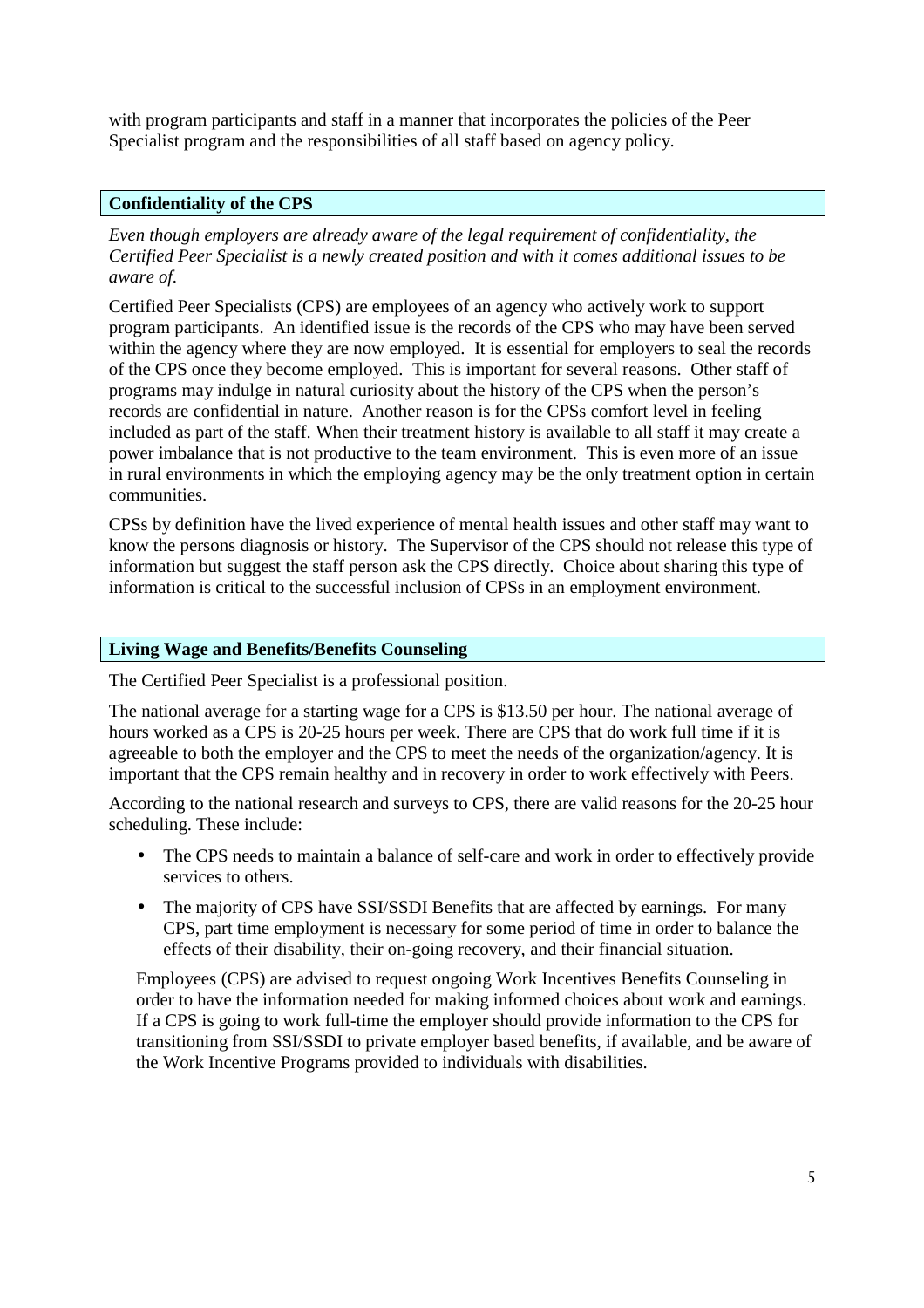with program participants and staff in a manner that incorporates the policies of the Peer Specialist program and the responsibilities of all staff based on agency policy.

### Confidentiality of the CPS

*Even though employers are already aware of the legal requirement of confidentiality, the Certified Peer Specialist is a newly created position and with it comes additional issues to be aware of.*

Certified Peer Specialists (CPS) are employees of an agency who actively work to support program participants. An identified issue is the records of the CPS who may have been served within the agency where they are now employed. It is essential for employers to seal the records of the CPS once they become employed. This is important for several reasons. Other staff of programs may indulge in natural curiosity about the history of the CPS when the person's records are confidential in nature. Another reason is for the CPSs comfort level in feeling included as part of the staff. When their treatment history is available to all staff it may create a power imbalance that is not productive to the team environment. This is even more of an issue in rural environments in which the employing agency may be the only treatment option in certain communities.

CPSs by definition have the lived experience of mental health issues and other staff may want to know the persons diagnosis or history. The Supervisor of the CPS should not release this type of information but suggest the staff person ask the CPS directly. Choice about sharing this type of information is critical to the successful inclusion of CPSs in an employment environment.

### Living Wage and Benefits/Benefits Counseling

The Certified Peer Specialist is a professional position.

The national average for a starting wage for a CPS is $13.50 per hour. The national average of hours worked as a CPS is 20-25 hours per week. There are CPS that do work full time if it is agreeable to both the employer and the CPS to meet the needs of the organization/agency. It is important that the CPS remain healthy and in recovery in order to work effectively with Peers.

According to the national research and surveys to CPS, there are valid reasons for the 20-25 hour scheduling. These include:

- The CPS needs to maintain a balance of self-care and work in order to effectively provide services to others.
- The majority of CPS have SSI/SSDI Benefits that are affected by earnings. For many CPS, part time employment is necessary for some period of time in order to balance the effects of their disability, their on-going recovery, and their financial situation.

Employees (CPS) are advised to request ongoing Work Incentives Benefits Counseling in order to have the information needed for making informed choices about work and earnings. If a CPS is going to work full-time the employer should provide information to the CPS for transitioning from SSI/SSDI to private employer based benefits, if available, and be aware of the Work Incentive Programs provided to individuals with disabilities.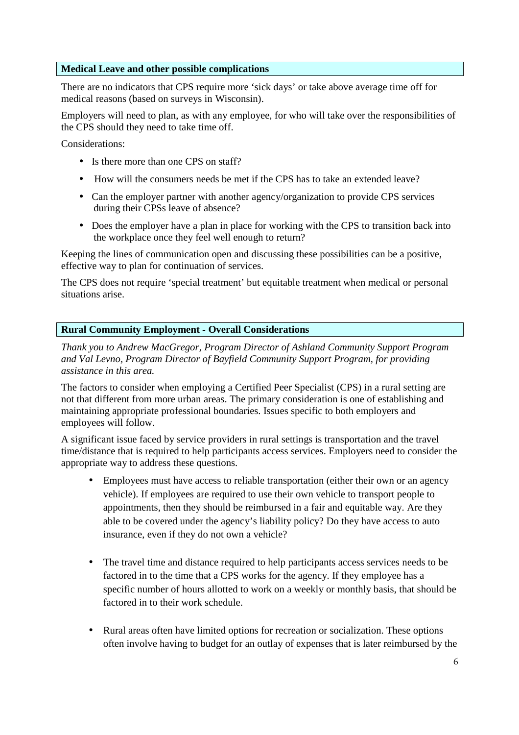## Medical Leave and other possible complications

There are no indicators that CPS require more 'sick days' or take above average time off for medical reasons (based on surveys in Wisconsin).

Employers will need to plan, as with any employee, for who will take over the responsibilities of the CPS should they need to take time off.

Considerations:

- Is there more than one CPS on staff?
- How will the consumers needs be met if the CPS has to take an extended leave?
- Can the employer partner with another agency/organization to provide CPS services during their CPSs leave of absence?
- Does the employer have a plan in place for working with the CPS to transition back into the workplace once they feel well enough to return?

Keeping the lines of communication open and discussing these possibilities can be a positive, effective way to plan for continuation of services.

The CPS does not require 'special treatment' but equitable treatment when medical or personal situations arise.

## Rural Community Employment - Overall Considerations

*Thank you to Andrew MacGregor, Program Director of Ashland Community Support Program and Val Levno, Program Director of Bayfield Community Support Program, for providing assistance in this area.*

The factors to consider when employing a Certified Peer Specialist (CPS) in a rural setting are not that different from more urban areas. The primary consideration is one of establishing and maintaining appropriate professional boundaries. Issues specific to both employers and employees will follow.

A significant issue faced by service providers in rural settings is transportation and the travel time/distance that is required to help participants access services. Employers need to consider the appropriate way to address these questions.

- Employees must have access to reliable transportation (either their own or an agency vehicle). If employees are required to use their own vehicle to transport people to appointments, then they should be reimbursed in a fair and equitable way. Are they able to be covered under the agency's liability policy? Do they have access to auto insurance, even if they do not own a vehicle?

- The travel time and distance required to help participants access services needs to be factored in to the time that a CPS works for the agency. If they employee has a specific number of hours allotted to work on a weekly or monthly basis, that should be factored in to their work schedule.

- Rural areas often have limited options for recreation or socialization. These options often involve having to budget for an outlay of expenses that is later reimbursed by the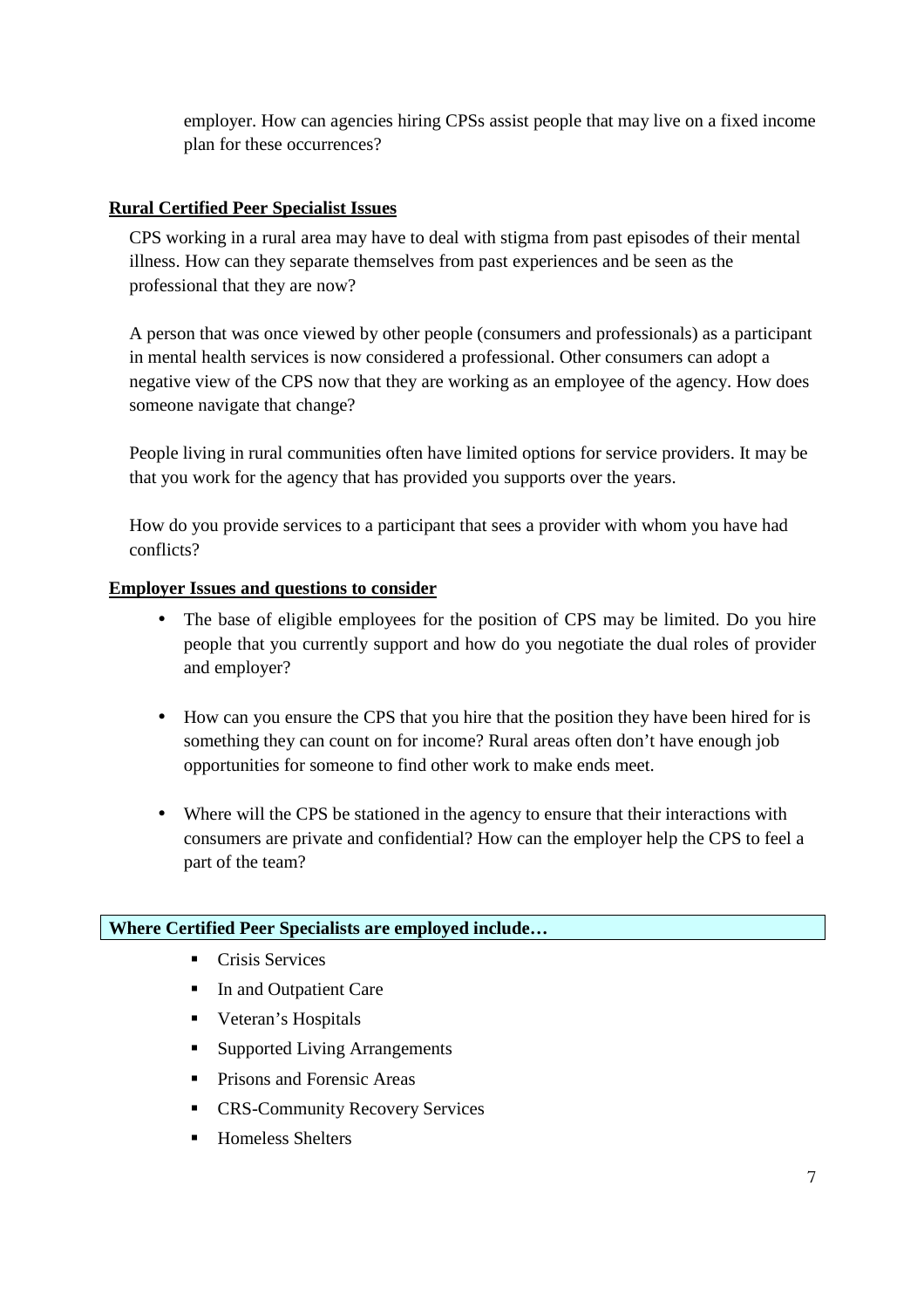employer. How can agencies hiring CPSs assist people that may live on a fixed income plan for these occurrences?

**Rural Certified Peer Specialist Issues**

CPS working in a rural area may have to deal with stigma from past episodes of their mental illness. How can they separate themselves from past experiences and be seen as the professional that they are now?

A person that was once viewed by other people (consumers and professionals) as a participant in mental health services is now considered a professional. Other consumers can adopt a negative view of the CPS now that they are working as an employee of the agency. How does someone navigate that change?

People living in rural communities often have limited options for service providers. It may be that you work for the agency that has provided you supports over the years.

How do you provide services to a participant that sees a provider with whom you have had conflicts?

**Employer Issues and questions to consider**

- The base of eligible employees for the position of CPS may be limited. Do you hire people that you currently support and how do you negotiate the dual roles of provider and employer?
- How can you ensure the CPS that you hire that the position they have been hired for is something they can count on for income? Rural areas often don't have enough job opportunities for someone to find other work to make ends meet.
- Where will the CPS be stationed in the agency to ensure that their interactions with consumers are private and confidential? How can the employer help the CPS to feel a part of the team?

**Where Certified Peer Specialists are employed include…**

- Crisis Services
- In and Outpatient Care
- Veteran's Hospitals
- Supported Living Arrangements
- Prisons and Forensic Areas
- CRS-Community Recovery Services
- Homeless Shelters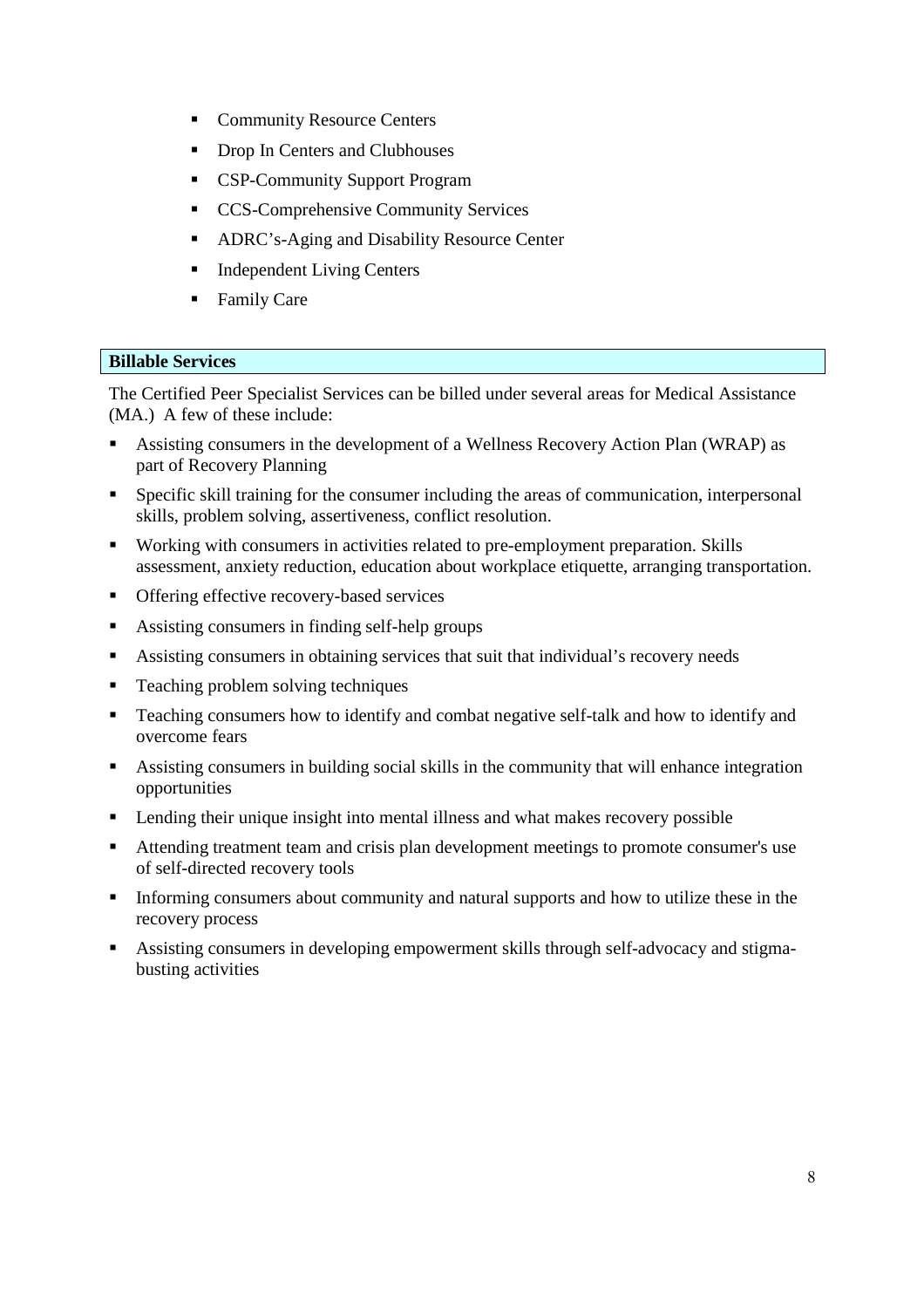- Community Resource Centers
- Drop In Centers and Clubhouses
- CSP-Community Support Program
- CCS-Comprehensive Community Services
- ADRC's-Aging and Disability Resource Center
- Independent Living Centers
- Family Care

## Billable Services

The Certified Peer Specialist Services can be billed under several areas for Medical Assistance (MA.) A few of these include:

- Assisting consumers in the development of a Wellness Recovery Action Plan (WRAP) as part of Recovery Planning
- Specific skill training for the consumer including the areas of communication, interpersonal skills, problem solving, assertiveness, conflict resolution.
- Working with consumers in activities related to pre-employment preparation. Skills assessment, anxiety reduction, education about workplace etiquette, arranging transportation.
- Offering effective recovery-based services
- Assisting consumers in finding self-help groups
- Assisting consumers in obtaining services that suit that individual's recovery needs
- Teaching problem solving techniques
- Teaching consumers how to identify and combat negative self-talk and how to identify and overcome fears
- Assisting consumers in building social skills in the community that will enhance integration opportunities
- Lending their unique insight into mental illness and what makes recovery possible
- Attending treatment team and crisis plan development meetings to promote consumer's use of self-directed recovery tools
- Informing consumers about community and natural supports and how to utilize these in the recovery process
- Assisting consumers in developing empowerment skills through self-advocacy and stigma-busting activities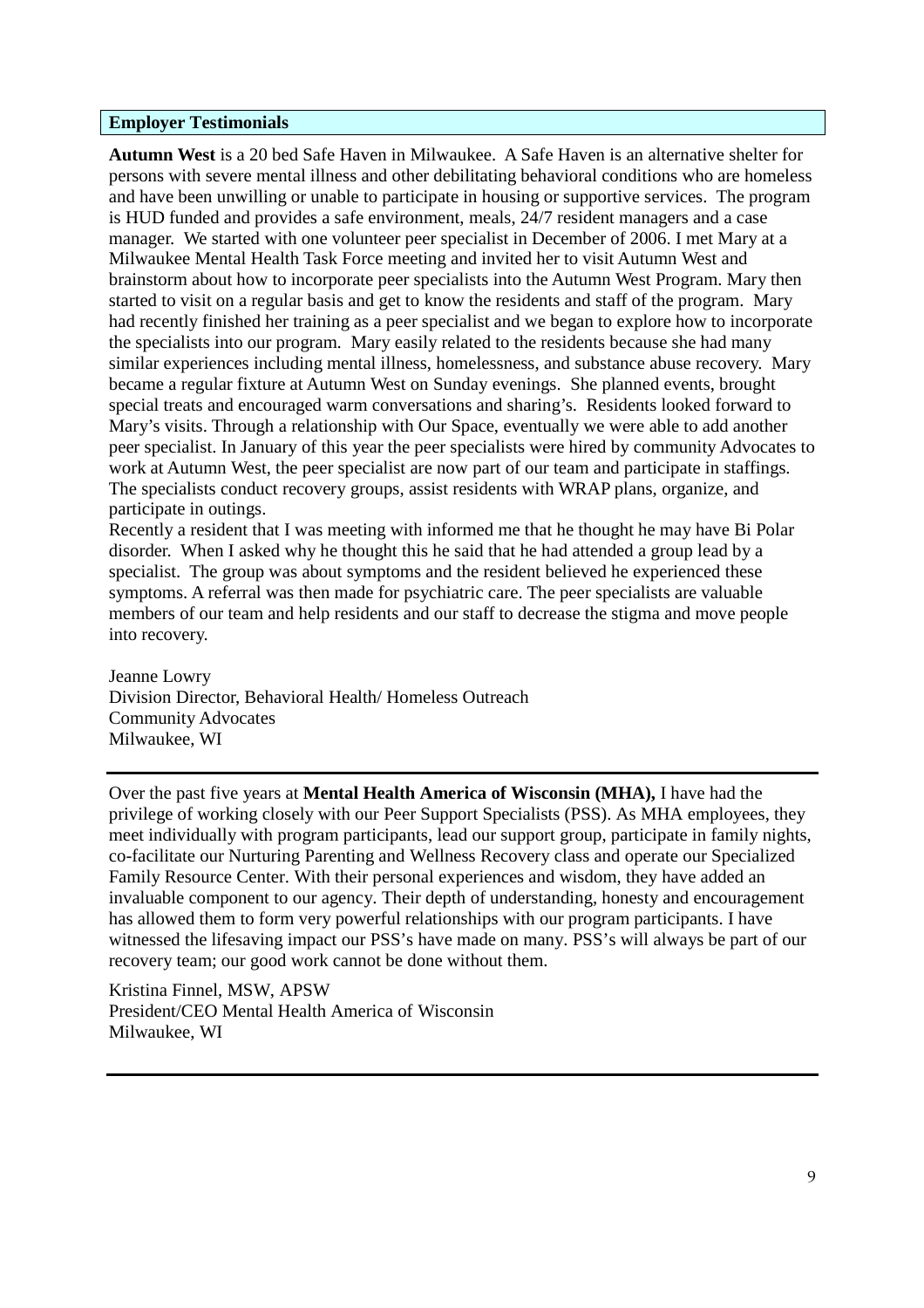## Employer Testimonials

**Autumn West** is a 20 bed Safe Haven in Milwaukee. A Safe Haven is an alternative shelter for persons with severe mental illness and other debilitating behavioral conditions who are homeless and have been unwilling or unable to participate in housing or supportive services. The program is HUD funded and provides a safe environment, meals, 24/7 resident managers and a case manager. We started with one volunteer peer specialist in December of 2006. I met Mary at a Milwaukee Mental Health Task Force meeting and invited her to visit Autumn West and brainstorm about how to incorporate peer specialists into the Autumn West Program. Mary then started to visit on a regular basis and get to know the residents and staff of the program. Mary had recently finished her training as a peer specialist and we began to explore how to incorporate the specialists into our program. Mary easily related to the residents because she had many similar experiences including mental illness, homelessness, and substance abuse recovery. Mary became a regular fixture at Autumn West on Sunday evenings. She planned events, brought special treats and encouraged warm conversations and sharing's. Residents looked forward to Mary's visits. Through a relationship with Our Space, eventually we were able to add another peer specialist. In January of this year the peer specialists were hired by community Advocates to work at Autumn West, the peer specialist are now part of our team and participate in staffings. The specialists conduct recovery groups, assist residents with WRAP plans, organize, and participate in outings.

Recently a resident that I was meeting with informed me that he thought he may have Bi Polar disorder. When I asked why he thought this he said that he had attended a group lead by a specialist. The group was about symptoms and the resident believed he experienced these symptoms. A referral was then made for psychiatric care. The peer specialists are valuable members of our team and help residents and our staff to decrease the stigma and move people into recovery.

Jeanne Lowry
Division Director, Behavioral Health/ Homeless Outreach
Community Advocates
Milwaukee, WI

---

Over the past five years at **Mental Health America of Wisconsin (MHA),** I have had the privilege of working closely with our Peer Support Specialists (PSS). As MHA employees, they meet individually with program participants, lead our support group, participate in family nights, co-facilitate our Nurturing Parenting and Wellness Recovery class and operate our Specialized Family Resource Center. With their personal experiences and wisdom, they have added an invaluable component to our agency. Their depth of understanding, honesty and encouragement has allowed them to form very powerful relationships with our program participants. I have witnessed the lifesaving impact our PSS's have made on many. PSS's will always be part of our recovery team; our good work cannot be done without them.

Kristina Finnel, MSW, APSW
President/CEO Mental Health America of Wisconsin
Milwaukee, WI

---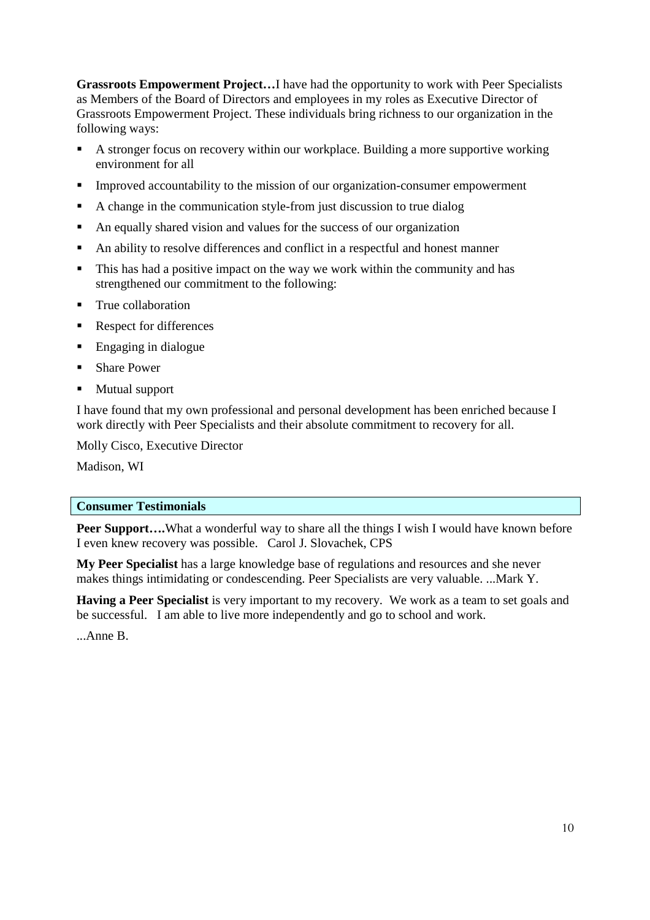**Grassroots Empowerment Project…**I have had the opportunity to work with Peer Specialists as Members of the Board of Directors and employees in my roles as Executive Director of Grassroots Empowerment Project. These individuals bring richness to our organization in the following ways:

- A stronger focus on recovery within our workplace. Building a more supportive working environment for all
- Improved accountability to the mission of our organization-consumer empowerment
- A change in the communication style-from just discussion to true dialog
- An equally shared vision and values for the success of our organization
- An ability to resolve differences and conflict in a respectful and honest manner
- This has had a positive impact on the way we work within the community and has strengthened our commitment to the following:
- True collaboration
- Respect for differences
- Engaging in dialogue
- Share Power
- Mutual support

I have found that my own professional and personal development has been enriched because I work directly with Peer Specialists and their absolute commitment to recovery for all.

Molly Cisco, Executive Director

Madison, WI

## Consumer Testimonials

**Peer Support….**What a wonderful way to share all the things I wish I would have known before I even knew recovery was possible. Carol J. Slovachek, CPS

**My Peer Specialist** has a large knowledge base of regulations and resources and she never makes things intimidating or condescending. Peer Specialists are very valuable. ...Mark Y.

**Having a Peer Specialist** is very important to my recovery. We work as a team to set goals and be successful. I am able to live more independently and go to school and work.

...Anne B.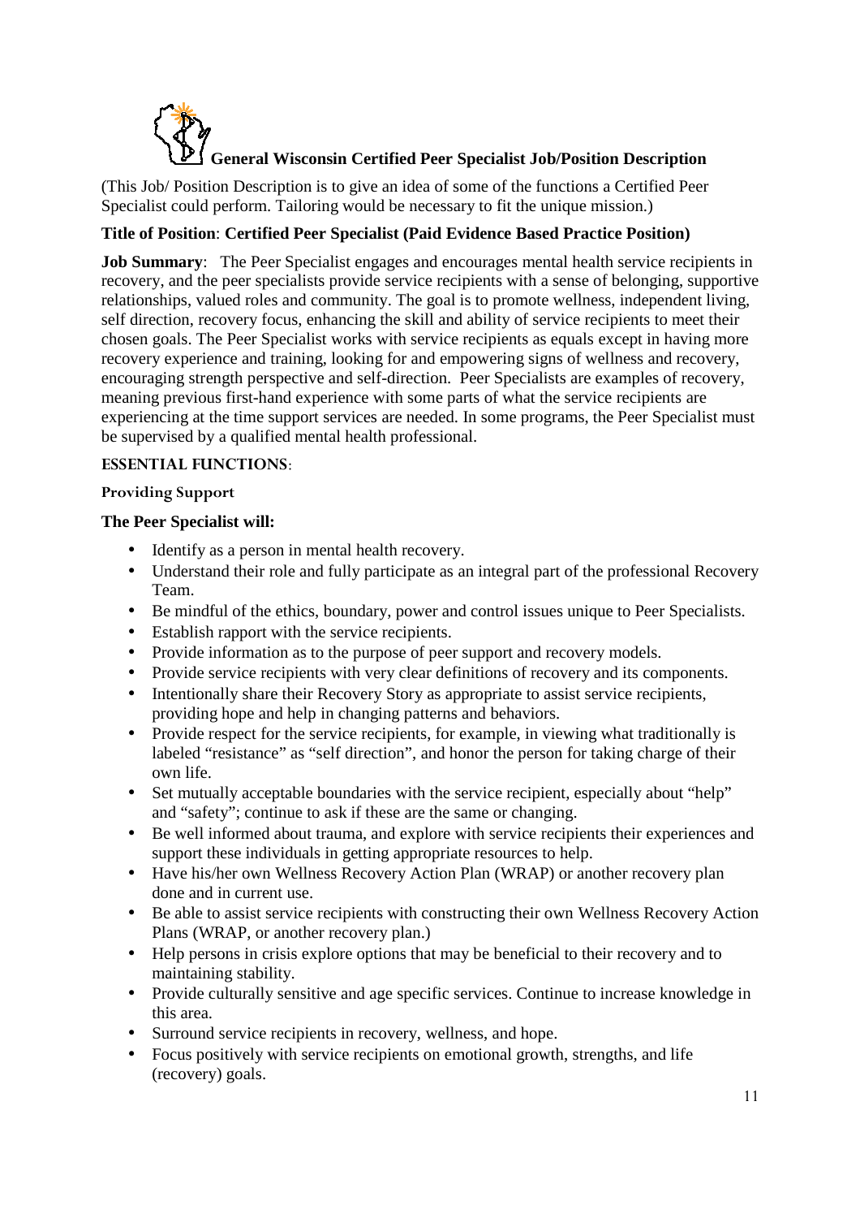## General Wisconsin Certified Peer Specialist Job/Position Description

(This Job/ Position Description is to give an idea of some of the functions a Certified Peer Specialist could perform. Tailoring would be necessary to fit the unique mission.)

**Title of Position**: **Certified Peer Specialist (Paid Evidence Based Practice Position)**

**Job Summary**: The Peer Specialist engages and encourages mental health service recipients in recovery, and the peer specialists provide service recipients with a sense of belonging, supportive relationships, valued roles and community. The goal is to promote wellness, independent living, self direction, recovery focus, enhancing the skill and ability of service recipients to meet their chosen goals. The Peer Specialist works with service recipients as equals except in having more recovery experience and training, looking for and empowering signs of wellness and recovery, encouraging strength perspective and self-direction. Peer Specialists are examples of recovery, meaning previous first-hand experience with some parts of what the service recipients are experiencing at the time support services are needed. In some programs, the Peer Specialist must be supervised by a qualified mental health professional.

### ESSENTIAL FUNCTIONS:

#### Providing Support

**The Peer Specialist will:**

- Identify as a person in mental health recovery.
- Understand their role and fully participate as an integral part of the professional Recovery Team.
- Be mindful of the ethics, boundary, power and control issues unique to Peer Specialists.
- Establish rapport with the service recipients.
- Provide information as to the purpose of peer support and recovery models.
- Provide service recipients with very clear definitions of recovery and its components.
- Intentionally share their Recovery Story as appropriate to assist service recipients, providing hope and help in changing patterns and behaviors.
- Provide respect for the service recipients, for example, in viewing what traditionally is labeled "resistance" as "self direction", and honor the person for taking charge of their own life.
- Set mutually acceptable boundaries with the service recipient, especially about "help" and "safety"; continue to ask if these are the same or changing.
- Be well informed about trauma, and explore with service recipients their experiences and support these individuals in getting appropriate resources to help.
- Have his/her own Wellness Recovery Action Plan (WRAP) or another recovery plan done and in current use.
- Be able to assist service recipients with constructing their own Wellness Recovery Action Plans (WRAP, or another recovery plan.)
- Help persons in crisis explore options that may be beneficial to their recovery and to maintaining stability.
- Provide culturally sensitive and age specific services. Continue to increase knowledge in this area.
- Surround service recipients in recovery, wellness, and hope.
- Focus positively with service recipients on emotional growth, strengths, and life (recovery) goals.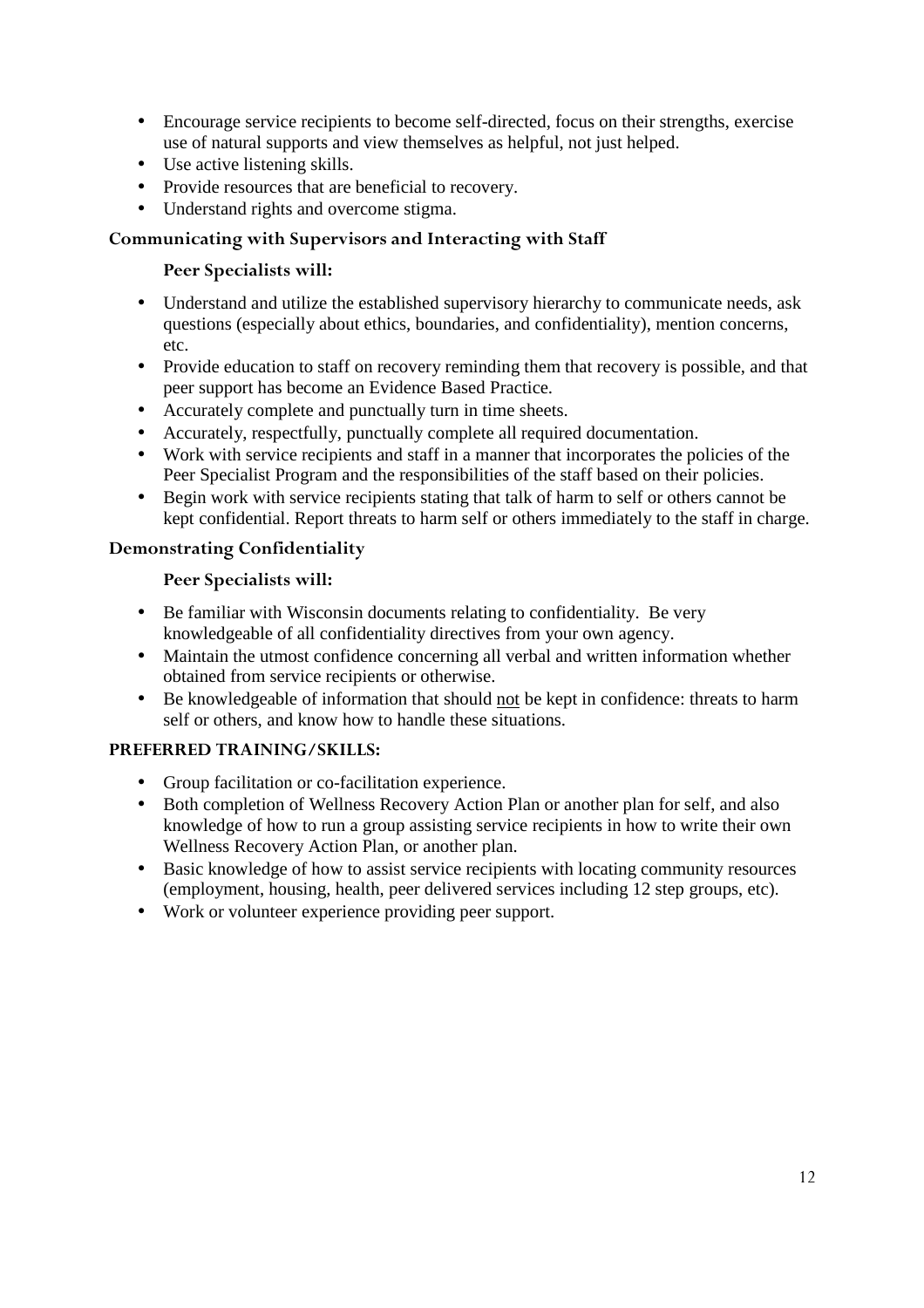- Encourage service recipients to become self-directed, focus on their strengths, exercise use of natural supports and view themselves as helpful, not just helped.
- Use active listening skills.
- Provide resources that are beneficial to recovery.
- Understand rights and overcome stigma.

### Communicating with Supervisors and Interacting with Staff

**Peer Specialists will:**

- Understand and utilize the established supervisory hierarchy to communicate needs, ask questions (especially about ethics, boundaries, and confidentiality), mention concerns, etc.
- Provide education to staff on recovery reminding them that recovery is possible, and that peer support has become an Evidence Based Practice.
- Accurately complete and punctually turn in time sheets.
- Accurately, respectfully, punctually complete all required documentation.
- Work with service recipients and staff in a manner that incorporates the policies of the Peer Specialist Program and the responsibilities of the staff based on their policies.
- Begin work with service recipients stating that talk of harm to self or others cannot be kept confidential. Report threats to harm self or others immediately to the staff in charge.

### Demonstrating Confidentiality

**Peer Specialists will:**

- Be familiar with Wisconsin documents relating to confidentiality. Be very knowledgeable of all confidentiality directives from your own agency.
- Maintain the utmost confidence concerning all verbal and written information whether obtained from service recipients or otherwise.
- Be knowledgeable of information that should <u>not</u> be kept in confidence: threats to harm self or others, and know how to handle these situations.

### PREFERRED TRAINING/SKILLS:

- Group facilitation or co-facilitation experience.
- Both completion of Wellness Recovery Action Plan or another plan for self, and also knowledge of how to run a group assisting service recipients in how to write their own Wellness Recovery Action Plan, or another plan.
- Basic knowledge of how to assist service recipients with locating community resources (employment, housing, health, peer delivered services including 12 step groups, etc).
- Work or volunteer experience providing peer support.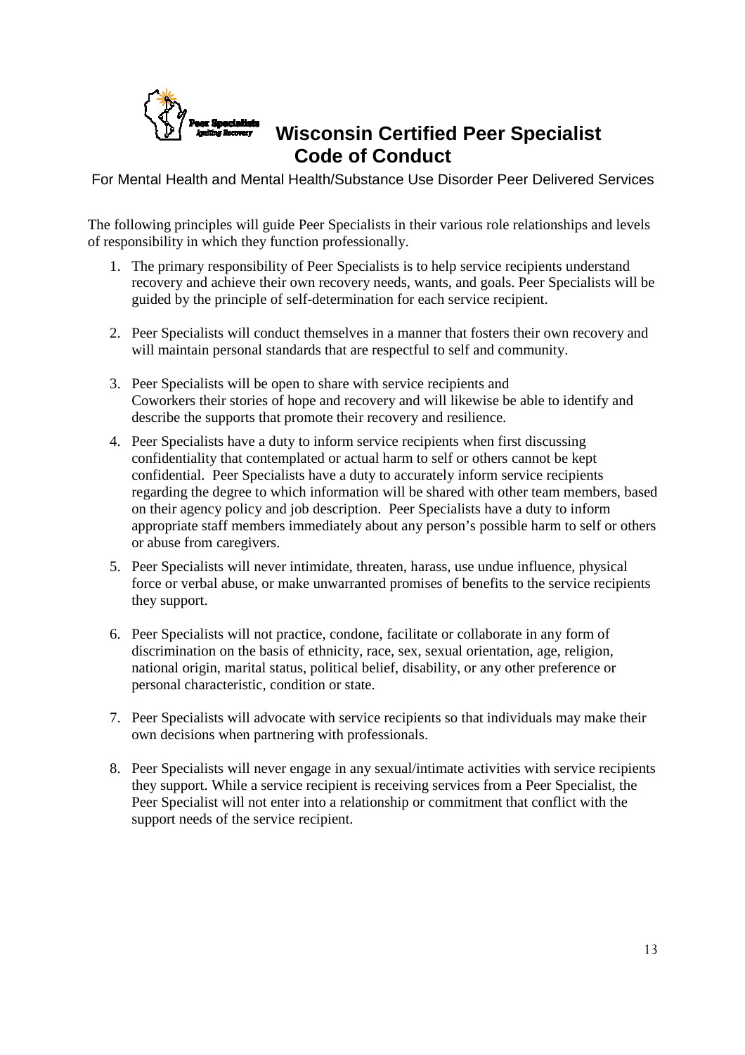# Wisconsin Certified Peer Specialist Code of Conduct

For Mental Health and Mental Health/Substance Use Disorder Peer Delivered Services

The following principles will guide Peer Specialists in their various role relationships and levels of responsibility in which they function professionally.

1. The primary responsibility of Peer Specialists is to help service recipients understand recovery and achieve their own recovery needs, wants, and goals. Peer Specialists will be guided by the principle of self-determination for each service recipient.

2. Peer Specialists will conduct themselves in a manner that fosters their own recovery and will maintain personal standards that are respectful to self and community.

3. Peer Specialists will be open to share with service recipients and Coworkers their stories of hope and recovery and will likewise be able to identify and describe the supports that promote their recovery and resilience.

4. Peer Specialists have a duty to inform service recipients when first discussing confidentiality that contemplated or actual harm to self or others cannot be kept confidential. Peer Specialists have a duty to accurately inform service recipients regarding the degree to which information will be shared with other team members, based on their agency policy and job description. Peer Specialists have a duty to inform appropriate staff members immediately about any person's possible harm to self or others or abuse from caregivers.

5. Peer Specialists will never intimidate, threaten, harass, use undue influence, physical force or verbal abuse, or make unwarranted promises of benefits to the service recipients they support.

6. Peer Specialists will not practice, condone, facilitate or collaborate in any form of discrimination on the basis of ethnicity, race, sex, sexual orientation, age, religion, national origin, marital status, political belief, disability, or any other preference or personal characteristic, condition or state.

7. Peer Specialists will advocate with service recipients so that individuals may make their own decisions when partnering with professionals.

8. Peer Specialists will never engage in any sexual/intimate activities with service recipients they support. While a service recipient is receiving services from a Peer Specialist, the Peer Specialist will not enter into a relationship or commitment that conflict with the support needs of the service recipient.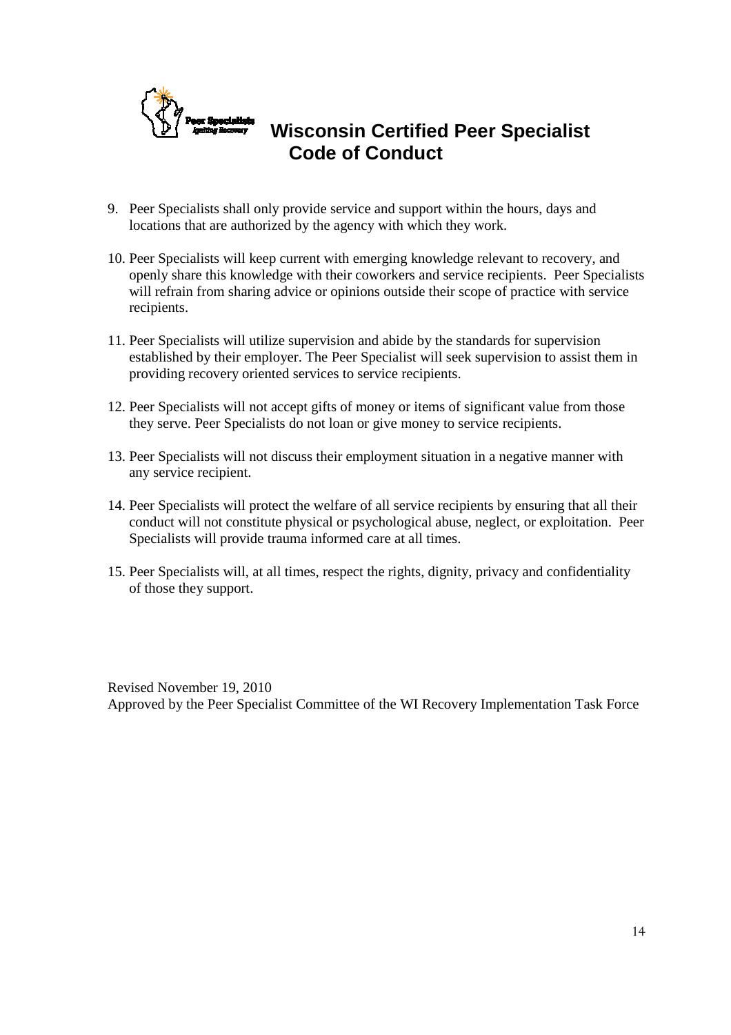# Wisconsin Certified Peer Specialist Code of Conduct

9. Peer Specialists shall only provide service and support within the hours, days and locations that are authorized by the agency with which they work.

10. Peer Specialists will keep current with emerging knowledge relevant to recovery, and openly share this knowledge with their coworkers and service recipients. Peer Specialists will refrain from sharing advice or opinions outside their scope of practice with service recipients.

11. Peer Specialists will utilize supervision and abide by the standards for supervision established by their employer. The Peer Specialist will seek supervision to assist them in providing recovery oriented services to service recipients.

12. Peer Specialists will not accept gifts of money or items of significant value from those they serve. Peer Specialists do not loan or give money to service recipients.

13. Peer Specialists will not discuss their employment situation in a negative manner with any service recipient.

14. Peer Specialists will protect the welfare of all service recipients by ensuring that all their conduct will not constitute physical or psychological abuse, neglect, or exploitation. Peer Specialists will provide trauma informed care at all times.

15. Peer Specialists will, at all times, respect the rights, dignity, privacy and confidentiality of those they support.

Revised November 19, 2010
Approved by the Peer Specialist Committee of the WI Recovery Implementation Task Force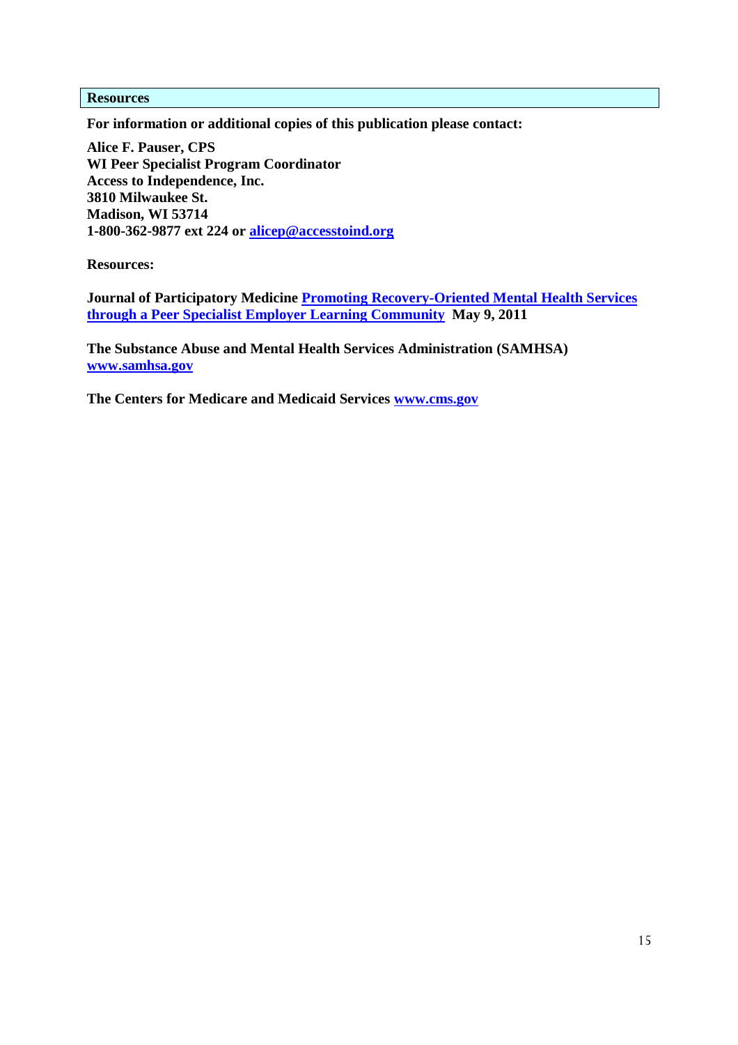## Resources

**For information or additional copies of this publication please contact:**

**Alice F. Pauser, CPS**
**WI Peer Specialist Program Coordinator**
**Access to Independence, Inc.**
**3810 Milwaukee St.**
**Madison, WI 53714**
**1-800-362-9877 ext 224 or alicep@accesstoind.org**

**Resources:**

**Journal of Participatory Medicine Promoting Recovery-Oriented Mental Health Services through a Peer Specialist Employer Learning Community May 9, 2011**

**The Substance Abuse and Mental Health Services Administration (SAMHSA) www.samhsa.gov**

**The Centers for Medicare and Medicaid Services www.cms.gov**